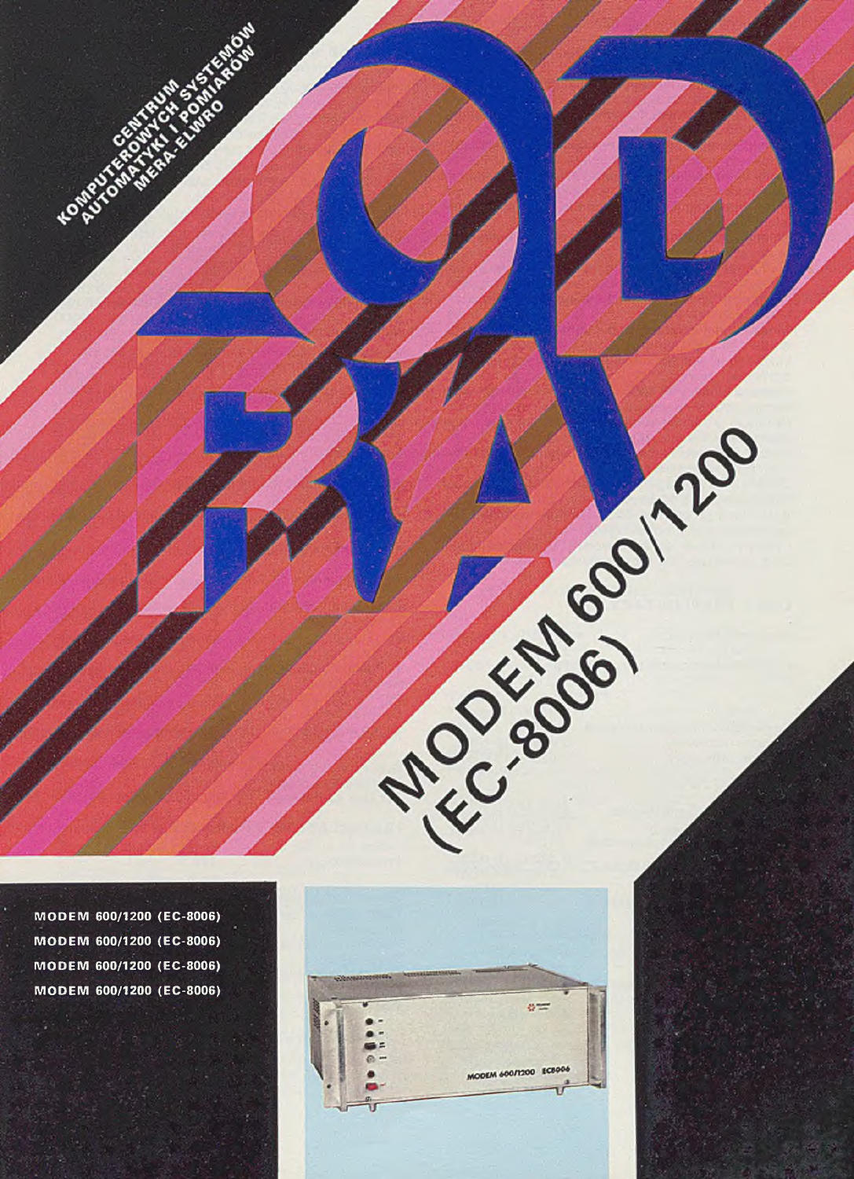CENTRUM
KOMPUTEROWYCH SYSTEMÓW
AUTOMATYKI I POMIARÓW
MERA-ELWRO

# ODRA

# MODEM 600/1200 (EC-8006)

MODEM 600/1200 (EC-8006)
MODEM 600/1200 (EC-8006)
MODEM 600/1200 (EC-8006)
MODEM 600/1200 (EC-8006)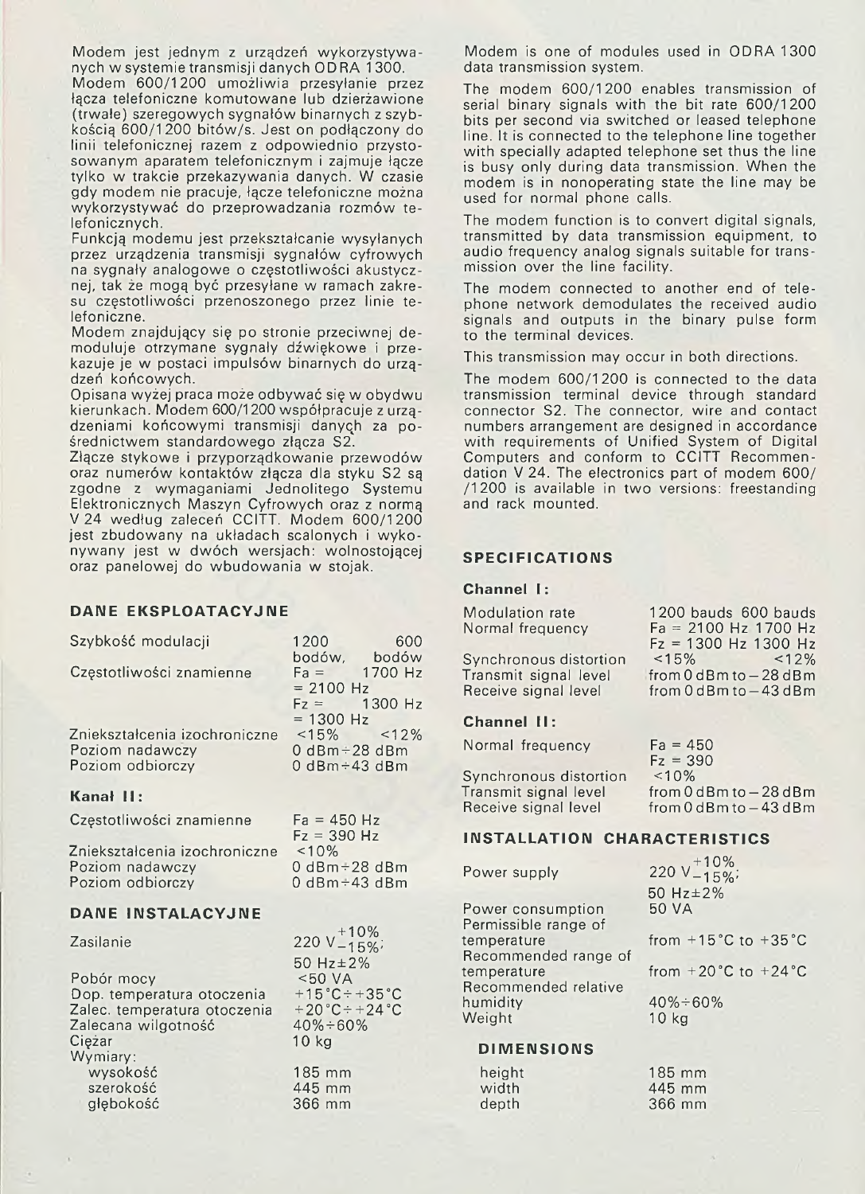Modem jest jednym z urządzeń wykorzystywanych w systemie transmisji danych ODRA 1300.
Modem 600/1200 umożliwia przesyłanie przez łącza telefoniczne komutowane lub dzierżawione (trwałe) szeregowych sygnałów binarnych z szybkością 600/1200 bitów/s. Jest on podłączony do linii telefonicznej razem z odpowiednio przystosowanym aparatem telefonicznym i zajmuje łącze tylko w trakcie przekazywania danych. W czasie gdy modem nie pracuje, łącze telefoniczne można wykorzystywać do przeprowadzania rozmów telefonicznych.
Funkcją modemu jest przekształcanie wysyłanych przez urządzenia transmisji sygnałów cyfrowych na sygnały analogowe o częstotliwości akustycznej, tak że mogą być przesyłane w ramach zakresu częstotliwości przenoszonego przez linie telefoniczne.
Modem znajdujący się po stronie przeciwnej demoduluje otrzymane sygnały dźwiękowe i przekazuje je w postaci impulsów binarnych do urządzeń końcowych.
Opisana wyżej praca może odbywać się w obydwu kierunkach. Modem 600/1200 współpracuje z urządzeniami końcowymi transmisji danych za pośrednictwem standardowego złącza S2.
Złącze stykowe i przyporządkowanie przewodów oraz numerów kontaktów złącza dla styku S2 są zgodne z wymaganiami Jednolitego Systemu Elektronicznych Maszyn Cyfrowych oraz z normą V 24 według zaleceń CCITT. Modem 600/1200 jest zbudowany na układach scalonych i wykonywany jest w dwóch wersjach: wolnostojącej oraz panelowej do wbudowania w stojak.

## DANE EKSPLOATACYJNE

| | | |
|---|---|---|
| Szybkość modulacji | 1200 bodów, | 600 bodów |
| Częstotliwości znamienne | Fa = 2100 Hz | 1700 Hz |
| | Fz = 1300 Hz | 1300 Hz |
| Zniekształcenia izochroniczne | <15% | <12% |
| Poziom nadawczy | 0 dBm÷28 dBm | |
| Poziom odbiorczy | 0 dBm÷43 dBm | |

### Kanał II:

| | |
|---|---|
| Częstotliwości znamienne | Fa = 450 Hz |
| | Fz = 390 Hz |
| Zniekształcenia izochroniczne | <10% |
| Poziom nadawczy | 0 dBm÷28 dBm |
| Poziom odbiorczy | 0 dBm÷43 dBm |

## DANE INSTALACYJNE

| | |
|---|---|
| Zasilanie | 220 V $^{+10\%}_{-15\%}$; 50 Hz±2% |
| Pobór mocy | <50 VA |
| Dop. temperatura otoczenia | +15°C÷+35°C |
| Zalec. temperatura otoczenia | +20°C÷+24°C |
| Zalecana wilgotność | 40%÷60% |
| Ciężar | 10 kg |
| Wymiary: | |
| wysokość | 185 mm |
| szerokość | 445 mm |
| głębokość | 366 mm |

Modem is one of modules used in ODRA 1300 data transmission system.

The modem 600/1200 enables transmission of serial binary signals with the bit rate 600/1200 bits per second via switched or leased telephone line. It is connected to the telephone line together with specially adapted telephone set thus the line is busy only during data transmission. When the modem is in nonoperating state the line may be used for normal phone calls.

The modem function is to convert digital signals, transmitted by data transmission equipment, to audio frequency analog signals suitable for transmission over the line facility.

The modem connected to another end of telephone network demodulates the received audio signals and outputs in the binary pulse form to the terminal devices.

This transmission may occur in both directions.

The modem 600/1200 is connected to the data transmission terminal device through standard connector S2. The connector, wire and contact numbers arrangement are designed in accordance with requirements of Unified System of Digital Computers and conform to CCITT Recommendation V 24. The electronics part of modem 600/ /1200 is available in two versions: freestanding and rack mounted.

## SPECIFICATIONS

### Channel I:

| | | |
|---|---|---|
| Modulation rate | 1200 bauds | 600 bauds |
| Normal frequency | Fa = 2100 Hz | 1700 Hz |
| | Fz = 1300 Hz | 1300 Hz |
| Synchronous distortion | <15% | <12% |
| Transmit signal level | from 0 dBm to −28 dBm | |
| Receive signal level | from 0 dBm to −43 dBm | |

### Channel II:

| | |
|---|---|
| Normal frequency | Fa = 450 |
| | Fz = 390 |
| Synchronous distortion | <10% |
| Transmit signal level | from 0 dBm to −28 dBm |
| Receive signal level | from 0 dBm to −43 dBm |

## INSTALLATION CHARACTERISTICS

| | |
|---|---|
| Power supply | 220 V $^{+10\%}_{-15\%}$; 50 Hz±2% |
| Power consumption | 50 VA |
| Permissible range of temperature | from +15°C to +35°C |
| Recommended range of temperature | from +20°C to +24°C |
| Recommended relative humidity | 40%÷60% |
| Weight | 10 kg |

### DIMENSIONS

| | |
|---|---|
| height | 185 mm |
| width | 445 mm |
| depth | 366 mm |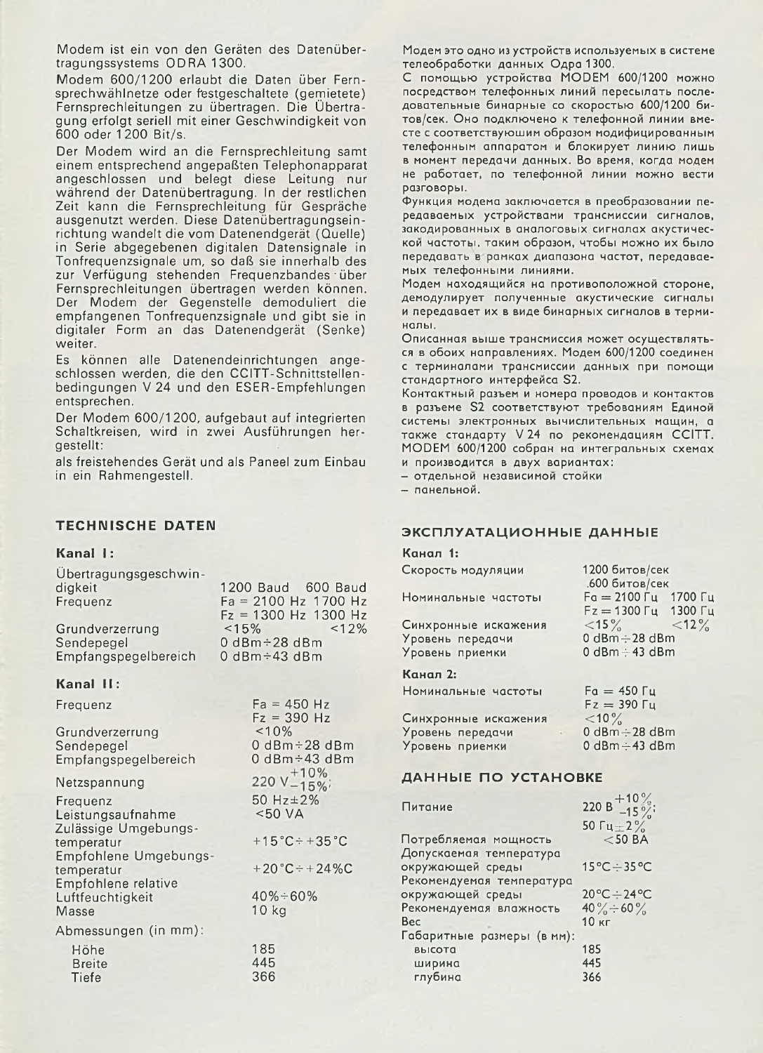Modem ist ein von den Geräten des Datenübertragungssystems ODRA 1300.

Modem 600/1200 erlaubt die Daten über Fernsprechwählnetze oder festgeschaltete (gemietete) Fernsprechleitungen zu übertragen. Die Übertragung erfolgt seriell mit einer Geschwindigkeit von 600 oder 1200 Bit/s.

Der Modem wird an die Fernsprechleitung samt einem entsprechend angepaßten Telephonapparat angeschlossen und belegt diese Leitung nur während der Datenübertragung. In der restlichen Zeit kann die Fernsprechleitung für Gespräche ausgenutzt werden. Diese Datenübertragungseinrichtung wandelt die vom Datenendgerät (Quelle) in Serie abgegebenen digitalen Datensignale in Tonfrequenzsignale um, so daß sie innerhalb des zur Verfügung stehenden Frequenzbandes über Fernsprechleitungen übertragen werden können. Der Modem der Gegenstelle demoduliert die empfangenen Tonfrequenzsignale und gibt sie in digitaler Form an das Datenendgerät (Senke) weiter.

Es können alle Datenendeinrichtungen angeschlossen werden, die den CCITT-Schnittstellenbedingungen V 24 und den ESER-Empfehlungen entsprechen.

Der Modem 600/1200, aufgebaut auf integrierten Schaltkreisen, wird in zwei Ausführungen hergestellt:

als freistehendes Gerät und als Paneel zum Einbau in ein Rahmengestell.

## TECHNISCHE DATEN

### Kanal I:

| | | |
|---|---|---|
| Übertragungsgeschwindigkeit | 1200 Baud | 600 Baud |
| Frequenz | Fa = 2100 Hz | 1700 Hz |
| | Fz = 1300 Hz | 1300 Hz |
| Grundverzerrung | <15% | <12% |
| Sendepegel | 0 dBm÷28 dBm | |
| Empfangspegelbereich | 0 dBm÷43 dBm | |

### Kanal II:

| | |
|---|---|
| Frequenz | Fa = 450 Hz |
| | Fz = 390 Hz |
| Grundverzerrung | <10% |
| Sendepegel | 0 dBm÷28 dBm |
| Empfangspegelbereich | 0 dBm÷43 dBm |
| Netzspannung | $220\ V^{+10\%}_{-15\%}$; |
| Frequenz | 50 Hz±2% |
| Leistungsaufnahme | <50 VA |
| Zulässige Umgebungstemperatur | +15°C÷+35°C |
| Empfohlene Umgebungstemperatur | +20°C÷+24%C |
| Empfohlene relative Luftfeuchtigkeit | 40%÷60% |
| Masse | 10 kg |
| Abmessungen (in mm): | |
| Höhe | 185 |
| Breite | 445 |
| Tiefe | 366 |

Модем это одно из устройств используемых в системе телеобработки данных Одра 1300.

С помощью устройства MODEM 600/1200 можно посредством телефонных линий пересылать последовательные бинарные со скоростью 600/1200 битов/сек. Оно подключено к телефонной линии вместе с соответствуюшим образом модифицированным телефонным аппаратом и блокирует линию лишь в момент передачи данных. Во время, когда модем не работает, по телефонной линии можно вести разговоры.

Функция модема заключается в преобразовании передаваемых устройствами трансмиссии сигналов, закодированных в аналоговых сигналах акустической частоты, таким образом, чтобы можно их было передавать в рамках диапазона частот, передаваемых телефонными линиями.

Модем находящийся на противоположной стороне, демодулирует полученные акустические сигналы и передавает их в виде бинарных сигналов в терминалы.

Описанная выше трансмиссия может осуществляться в обоих направлениях. Модем 600/1200 соединен с терминалами трансмиссии данных при помощи стандартного интерфейса S2.

Контактный разъем и номера проводов и контактов в разъеме S2 соответствуют требованиям Единой системы электронных вычислительных машин, а также стандарту V 24 по рекомендациям CCITT. MODEM 600/1200 собран на интегральных схемах и производится в двух вариантах:

– отдельной независимой стойки
– панельной.

## ЭКСПЛУАТАЦИОННЫЕ ДАННЫЕ

### Канал 1:

| | | |
|---|---|---|
| Скорость модуляции | 1200 битов/сек | |
| | 600 битов/сек | |
| Номинальные частоты | Fa = 2100 Гц | 1700 Гц |
| | Fz = 1300 Гц | 1300 Гц |
| Синхронные искажения | <15% | <12% |
| Уровень передачи | 0 dBm÷28 dBm | |
| Уровень приемки | 0 dBm÷43 dBm | |

### Канал 2:

| | |
|---|---|
| Номинальные частоты | Fa = 450 Гц |
| | Fz = 390 Гц |
| Синхронные искажения | <10% |
| Уровень передачи | 0 dBm÷28 dBm |
| Уровень приемки | 0 dBm÷43 dBm |

## ДАННЫЕ ПО УСТАНОВКЕ

| | |
|---|---|
| Питание | $220\ В^{+10\%}_{-15\%}$; |
| | 50 Гц±2% |
| Потребляемая мощность | <50 ВА |
| Допускаемая температура окружающей среды | 15°C÷35°C |
| Рекомендуемая температура окружающей среды | 20°C÷24°C |
| Рекомендуемая влажность | 40%÷60% |
| Вес | 10 кг |
| Габаритные размеры (в мм): | |
| высота | 185 |
| ширина | 445 |
| глубина | 366 |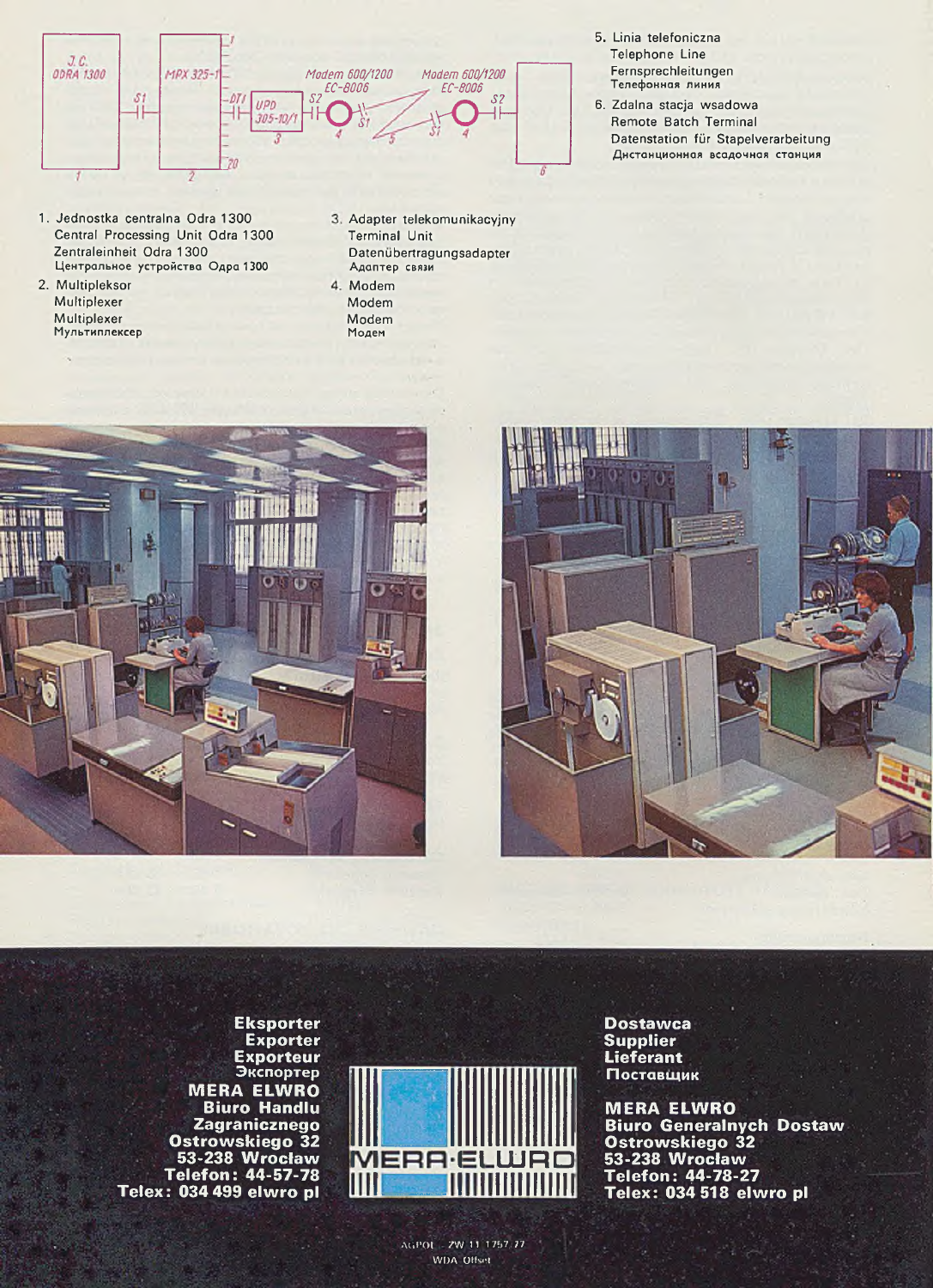J.C. ODRA 1300

MPX 325-1

UPD 305-10/1

Modem 600/1200 EC-8006

Modem 600/1200 EC-8006

S1 DT1 S2 S1 S1 S2

1 2 3 4 5 4 6 1 20

1. Jednostka centralna Odra 1300
   Central Processing Unit Odra 1300
   Zentraleinheit Odra 1300
   Центральное устройства Одра 1300
2. Multipleksor
   Multiplexer
   Multiplexer
   Мультиплексер
3. Adapter telekomunikacyjny
   Terminal Unit
   Datenübertragungsadapter
   Адаптер связи
4. Modem
   Modem
   Modem
   Модем
5. Linia telefoniczna
   Telephone Line
   Fernsprechleitungen
   Телефонная линия
6. Zdalna stacja wsadowa
   Remote Batch Terminal
   Datenstation für Stapelverarbeitung
   Дистанционная всадочная станция

**Eksporter**
**Exporter**
**Exporteur**
**Экспортер**
**MERA ELWRO**
**Biuro Handlu Zagranicznego**
**Ostrowskiego 32**
**53-238 Wrocław**
**Telefon: 44-57-78**
**Telex: 034 499 elwro pl**

MERA·ELWRO

**Dostawca**
**Supplier**
**Lieferant**
**Поставщик**

**MERA ELWRO**
**Biuro Generalnych Dostaw**
**Ostrowskiego 32**
**53-238 Wrocław**
**Telefon: 44-78-27**
**Telex: 034 518 elwro pl**

AGPOL – ZW 11 1757 77
WDA Offset